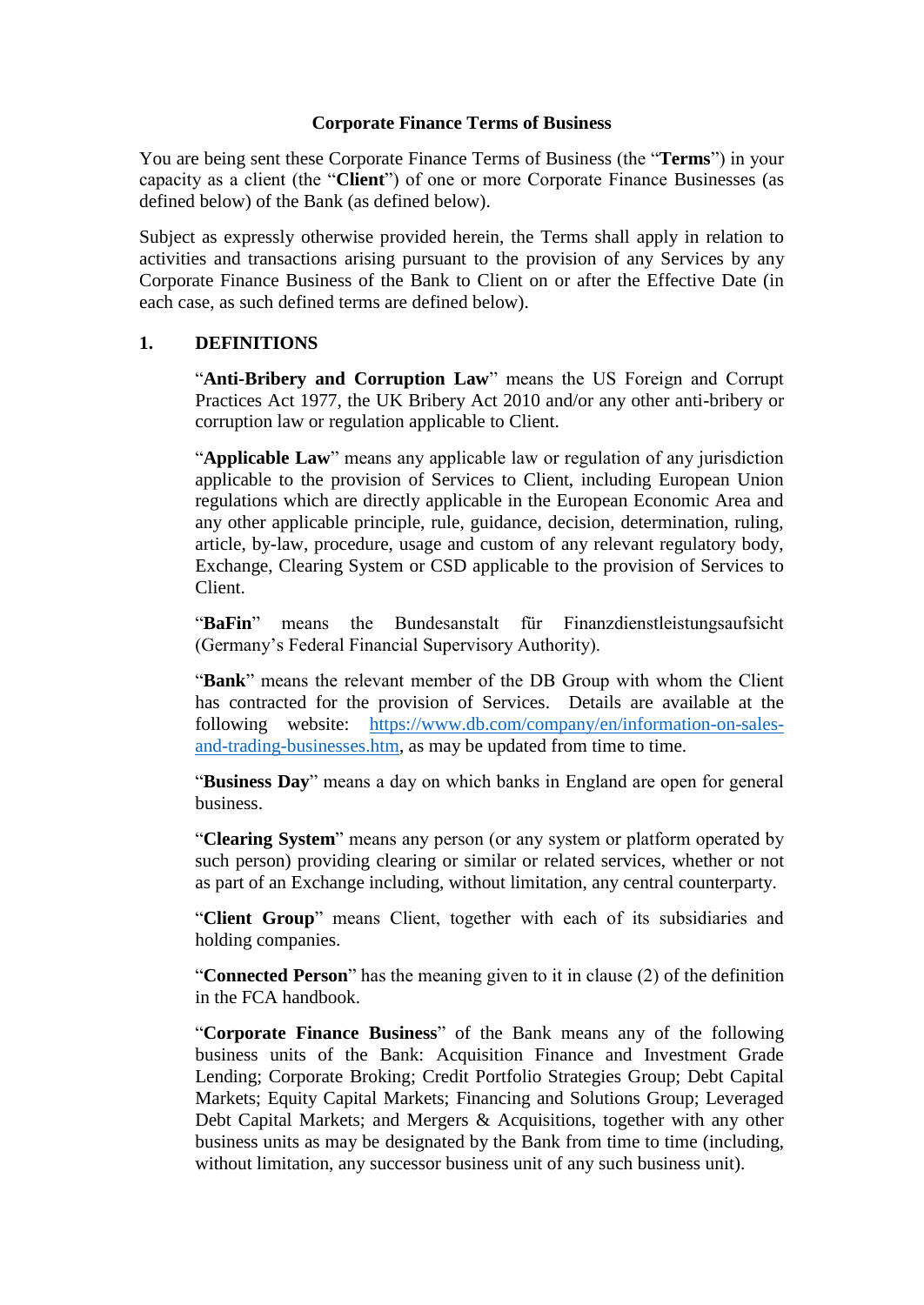# Corporate Finance Terms of Business

You are being sent these Corporate Finance Terms of Business (the "**Terms**") in your capacity as a client (the "**Client**") of one or more Corporate Finance Businesses (as defined below) of the Bank (as defined below).

Subject as expressly otherwise provided herein, the Terms shall apply in relation to activities and transactions arising pursuant to the provision of any Services by any Corporate Finance Business of the Bank to Client on or after the Effective Date (in each case, as such defined terms are defined below).

## 1. DEFINITIONS

"**Anti-Bribery and Corruption Law**" means the US Foreign and Corrupt Practices Act 1977, the UK Bribery Act 2010 and/or any other anti-bribery or corruption law or regulation applicable to Client.

"**Applicable Law**" means any applicable law or regulation of any jurisdiction applicable to the provision of Services to Client, including European Union regulations which are directly applicable in the European Economic Area and any other applicable principle, rule, guidance, decision, determination, ruling, article, by-law, procedure, usage and custom of any relevant regulatory body, Exchange, Clearing System or CSD applicable to the provision of Services to Client.

"**BaFin**" means the Bundesanstalt für Finanzdienstleistungsaufsicht (Germany's Federal Financial Supervisory Authority).

"**Bank**" means the relevant member of the DB Group with whom the Client has contracted for the provision of Services. Details are available at the following website: https://www.db.com/company/en/information-on-sales-and-trading-businesses.htm, as may be updated from time to time.

"**Business Day**" means a day on which banks in England are open for general business.

"**Clearing System**" means any person (or any system or platform operated by such person) providing clearing or similar or related services, whether or not as part of an Exchange including, without limitation, any central counterparty.

"**Client Group**" means Client, together with each of its subsidiaries and holding companies.

"**Connected Person**" has the meaning given to it in clause (2) of the definition in the FCA handbook.

"**Corporate Finance Business**" of the Bank means any of the following business units of the Bank: Acquisition Finance and Investment Grade Lending; Corporate Broking; Credit Portfolio Strategies Group; Debt Capital Markets; Equity Capital Markets; Financing and Solutions Group; Leveraged Debt Capital Markets; and Mergers & Acquisitions, together with any other business units as may be designated by the Bank from time to time (including, without limitation, any successor business unit of any such business unit).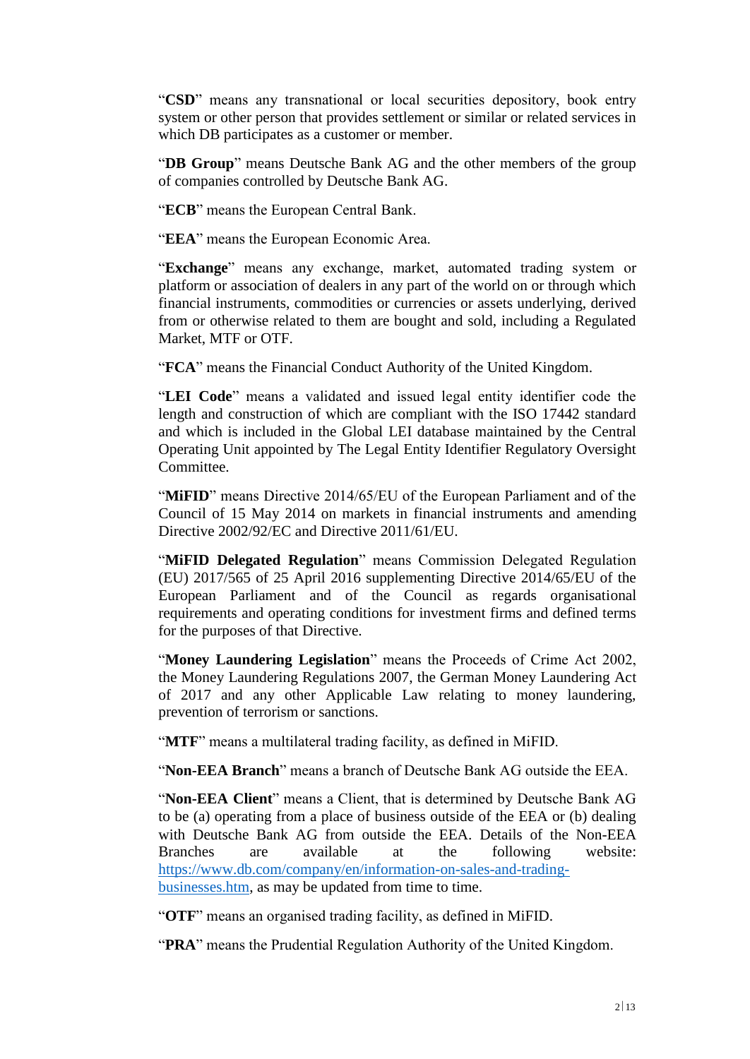"**CSD**" means any transnational or local securities depository, book entry system or other person that provides settlement or similar or related services in which DB participates as a customer or member.

"**DB Group**" means Deutsche Bank AG and the other members of the group of companies controlled by Deutsche Bank AG.

"**ECB**" means the European Central Bank.

"**EEA**" means the European Economic Area.

"**Exchange**" means any exchange, market, automated trading system or platform or association of dealers in any part of the world on or through which financial instruments, commodities or currencies or assets underlying, derived from or otherwise related to them are bought and sold, including a Regulated Market, MTF or OTF.

"**FCA**" means the Financial Conduct Authority of the United Kingdom.

"**LEI Code**" means a validated and issued legal entity identifier code the length and construction of which are compliant with the ISO 17442 standard and which is included in the Global LEI database maintained by the Central Operating Unit appointed by The Legal Entity Identifier Regulatory Oversight Committee.

"**MiFID**" means Directive 2014/65/EU of the European Parliament and of the Council of 15 May 2014 on markets in financial instruments and amending Directive 2002/92/EC and Directive 2011/61/EU.

"**MiFID Delegated Regulation**" means Commission Delegated Regulation (EU) 2017/565 of 25 April 2016 supplementing Directive 2014/65/EU of the European Parliament and of the Council as regards organisational requirements and operating conditions for investment firms and defined terms for the purposes of that Directive.

"**Money Laundering Legislation**" means the Proceeds of Crime Act 2002, the Money Laundering Regulations 2007, the German Money Laundering Act of 2017 and any other Applicable Law relating to money laundering, prevention of terrorism or sanctions.

"**MTF**" means a multilateral trading facility, as defined in MiFID.

"**Non-EEA Branch**" means a branch of Deutsche Bank AG outside the EEA.

"**Non-EEA Client**" means a Client, that is determined by Deutsche Bank AG to be (a) operating from a place of business outside of the EEA or (b) dealing with Deutsche Bank AG from outside the EEA. Details of the Non-EEA Branches are available at the following website: [https://www.db.com/company/en/information-on-sales-and-trading-businesses.htm](https://www.db.com/company/en/information-on-sales-and-trading-businesses.htm), as may be updated from time to time.

"**OTF**" means an organised trading facility, as defined in MiFID.

"**PRA**" means the Prudential Regulation Authority of the United Kingdom.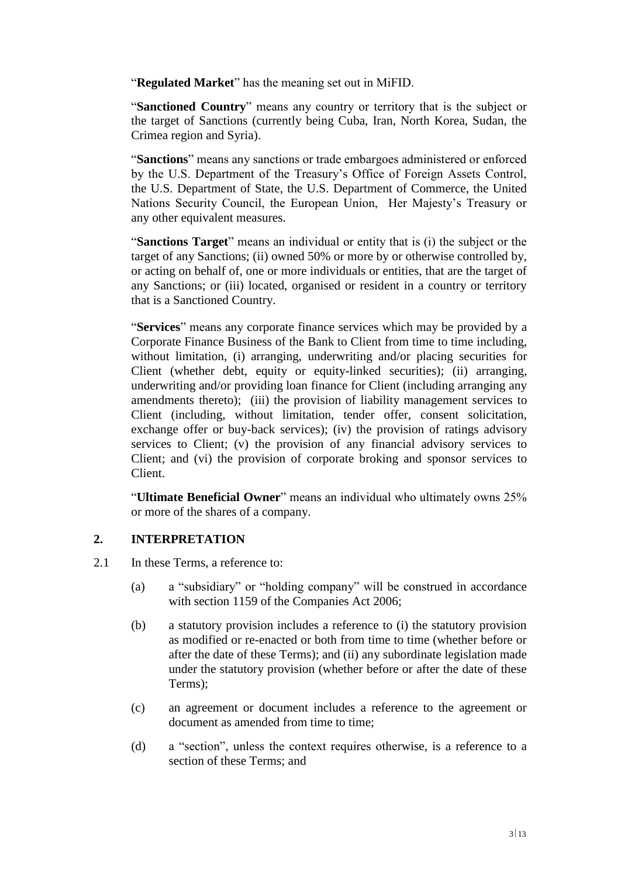"**Regulated Market**" has the meaning set out in MiFID.

"**Sanctioned Country**" means any country or territory that is the subject or the target of Sanctions (currently being Cuba, Iran, North Korea, Sudan, the Crimea region and Syria).

"**Sanctions**" means any sanctions or trade embargoes administered or enforced by the U.S. Department of the Treasury's Office of Foreign Assets Control, the U.S. Department of State, the U.S. Department of Commerce, the United Nations Security Council, the European Union, Her Majesty's Treasury or any other equivalent measures.

"**Sanctions Target**" means an individual or entity that is (i) the subject or the target of any Sanctions; (ii) owned 50% or more by or otherwise controlled by, or acting on behalf of, one or more individuals or entities, that are the target of any Sanctions; or (iii) located, organised or resident in a country or territory that is a Sanctioned Country.

"**Services**" means any corporate finance services which may be provided by a Corporate Finance Business of the Bank to Client from time to time including, without limitation, (i) arranging, underwriting and/or placing securities for Client (whether debt, equity or equity-linked securities); (ii) arranging, underwriting and/or providing loan finance for Client (including arranging any amendments thereto); (iii) the provision of liability management services to Client (including, without limitation, tender offer, consent solicitation, exchange offer or buy-back services); (iv) the provision of ratings advisory services to Client; (v) the provision of any financial advisory services to Client; and (vi) the provision of corporate broking and sponsor services to Client.

"**Ultimate Beneficial Owner**" means an individual who ultimately owns 25% or more of the shares of a company.

## 2. INTERPRETATION

2.1 In these Terms, a reference to:

(a) a "subsidiary" or "holding company" will be construed in accordance with section 1159 of the Companies Act 2006;

(b) a statutory provision includes a reference to (i) the statutory provision as modified or re-enacted or both from time to time (whether before or after the date of these Terms); and (ii) any subordinate legislation made under the statutory provision (whether before or after the date of these Terms);

(c) an agreement or document includes a reference to the agreement or document as amended from time to time;

(d) a "section", unless the context requires otherwise, is a reference to a section of these Terms; and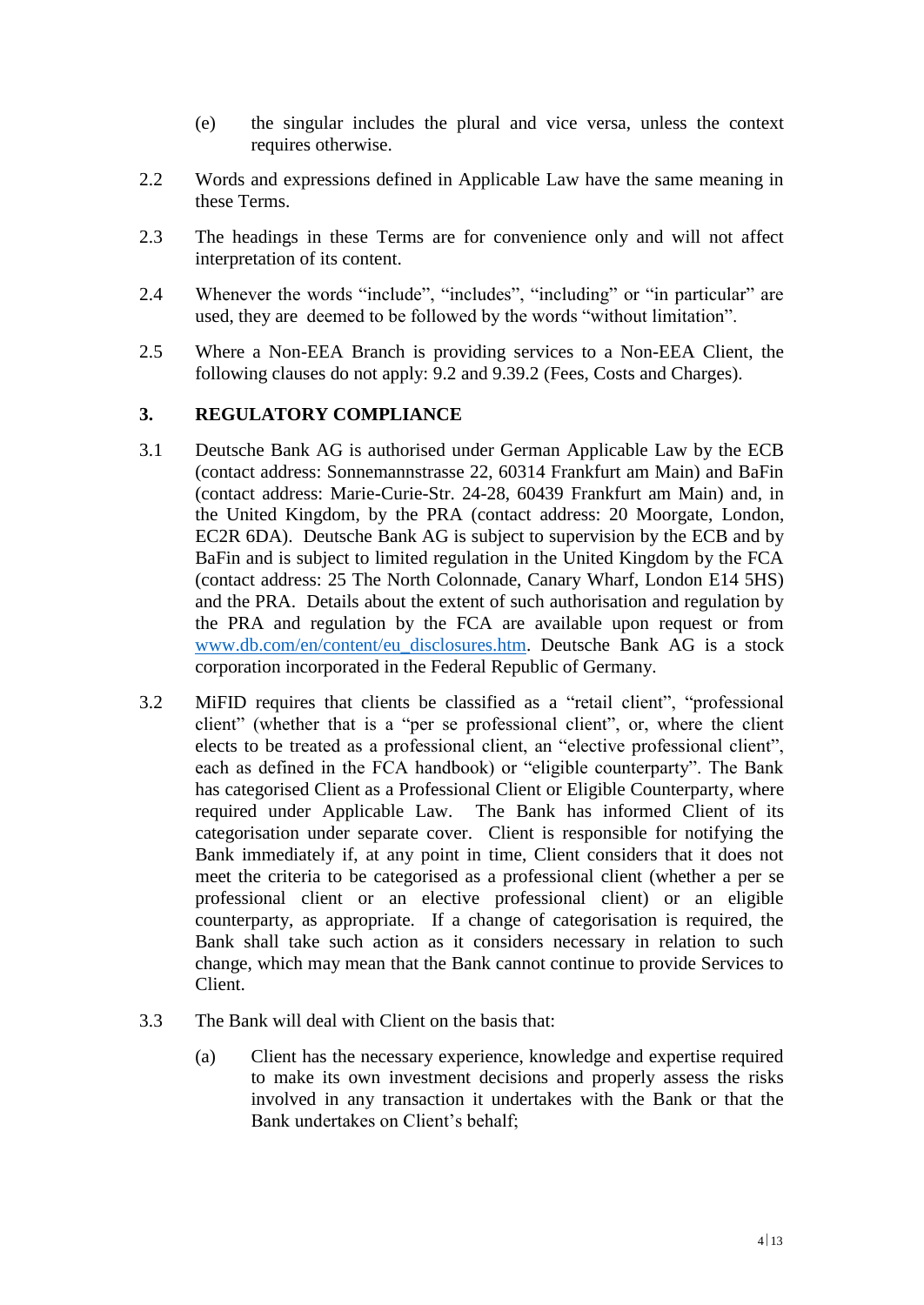(e) the singular includes the plural and vice versa, unless the context requires otherwise.

2.2 Words and expressions defined in Applicable Law have the same meaning in these Terms.

2.3 The headings in these Terms are for convenience only and will not affect interpretation of its content.

2.4 Whenever the words "include", "includes", "including" or "in particular" are used, they are deemed to be followed by the words "without limitation".

2.5 Where a Non-EEA Branch is providing services to a Non-EEA Client, the following clauses do not apply: 9.2 and 9.39.2 (Fees, Costs and Charges).

## 3. REGULATORY COMPLIANCE

3.1 Deutsche Bank AG is authorised under German Applicable Law by the ECB (contact address: Sonnemannstrasse 22, 60314 Frankfurt am Main) and BaFin (contact address: Marie-Curie-Str. 24-28, 60439 Frankfurt am Main) and, in the United Kingdom, by the PRA (contact address: 20 Moorgate, London, EC2R 6DA). Deutsche Bank AG is subject to supervision by the ECB and by BaFin and is subject to limited regulation in the United Kingdom by the FCA (contact address: 25 The North Colonnade, Canary Wharf, London E14 5HS) and the PRA. Details about the extent of such authorisation and regulation by the PRA and regulation by the FCA are available upon request or from [www.db.com/en/content/eu_disclosures.htm](www.db.com/en/content/eu_disclosures.htm). Deutsche Bank AG is a stock corporation incorporated in the Federal Republic of Germany.

3.2 MiFID requires that clients be classified as a "retail client", "professional client" (whether that is a "per se professional client", or, where the client elects to be treated as a professional client, an "elective professional client", each as defined in the FCA handbook) or "eligible counterparty". The Bank has categorised Client as a Professional Client or Eligible Counterparty, where required under Applicable Law. The Bank has informed Client of its categorisation under separate cover. Client is responsible for notifying the Bank immediately if, at any point in time, Client considers that it does not meet the criteria to be categorised as a professional client (whether a per se professional client or an elective professional client) or an eligible counterparty, as appropriate. If a change of categorisation is required, the Bank shall take such action as it considers necessary in relation to such change, which may mean that the Bank cannot continue to provide Services to Client.

3.3 The Bank will deal with Client on the basis that:

(a) Client has the necessary experience, knowledge and expertise required to make its own investment decisions and properly assess the risks involved in any transaction it undertakes with the Bank or that the Bank undertakes on Client's behalf;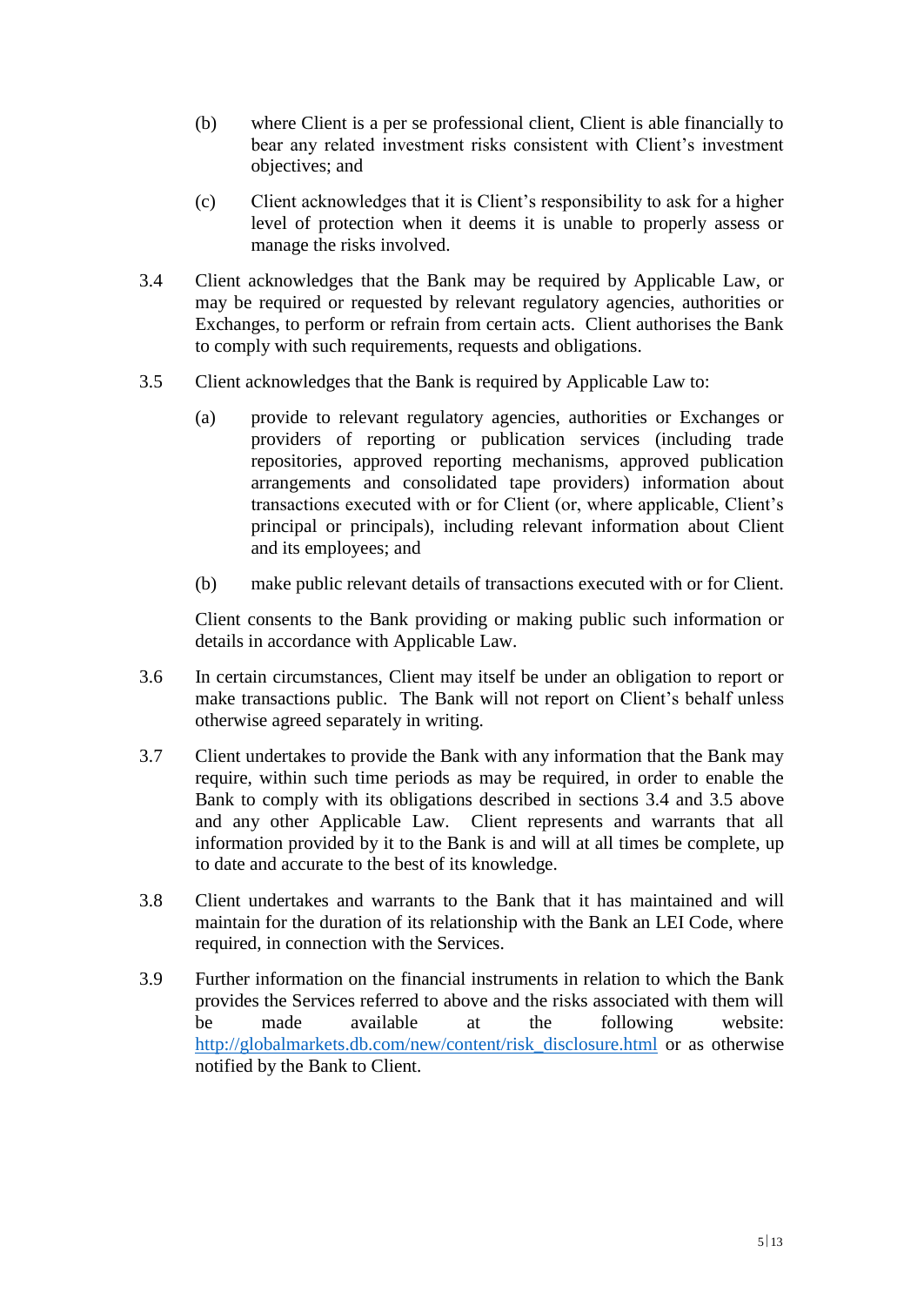(b) where Client is a per se professional client, Client is able financially to bear any related investment risks consistent with Client's investment objectives; and

(c) Client acknowledges that it is Client's responsibility to ask for a higher level of protection when it deems it is unable to properly assess or manage the risks involved.

3.4 Client acknowledges that the Bank may be required by Applicable Law, or may be required or requested by relevant regulatory agencies, authorities or Exchanges, to perform or refrain from certain acts. Client authorises the Bank to comply with such requirements, requests and obligations.

3.5 Client acknowledges that the Bank is required by Applicable Law to:

(a) provide to relevant regulatory agencies, authorities or Exchanges or providers of reporting or publication services (including trade repositories, approved reporting mechanisms, approved publication arrangements and consolidated tape providers) information about transactions executed with or for Client (or, where applicable, Client's principal or principals), including relevant information about Client and its employees; and

(b) make public relevant details of transactions executed with or for Client.

Client consents to the Bank providing or making public such information or details in accordance with Applicable Law.

3.6 In certain circumstances, Client may itself be under an obligation to report or make transactions public. The Bank will not report on Client's behalf unless otherwise agreed separately in writing.

3.7 Client undertakes to provide the Bank with any information that the Bank may require, within such time periods as may be required, in order to enable the Bank to comply with its obligations described in sections 3.4 and 3.5 above and any other Applicable Law. Client represents and warrants that all information provided by it to the Bank is and will at all times be complete, up to date and accurate to the best of its knowledge.

3.8 Client undertakes and warrants to the Bank that it has maintained and will maintain for the duration of its relationship with the Bank an LEI Code, where required, in connection with the Services.

3.9 Further information on the financial instruments in relation to which the Bank provides the Services referred to above and the risks associated with them will be made available at the following website: http://globalmarkets.db.com/new/content/risk_disclosure.html or as otherwise notified by the Bank to Client.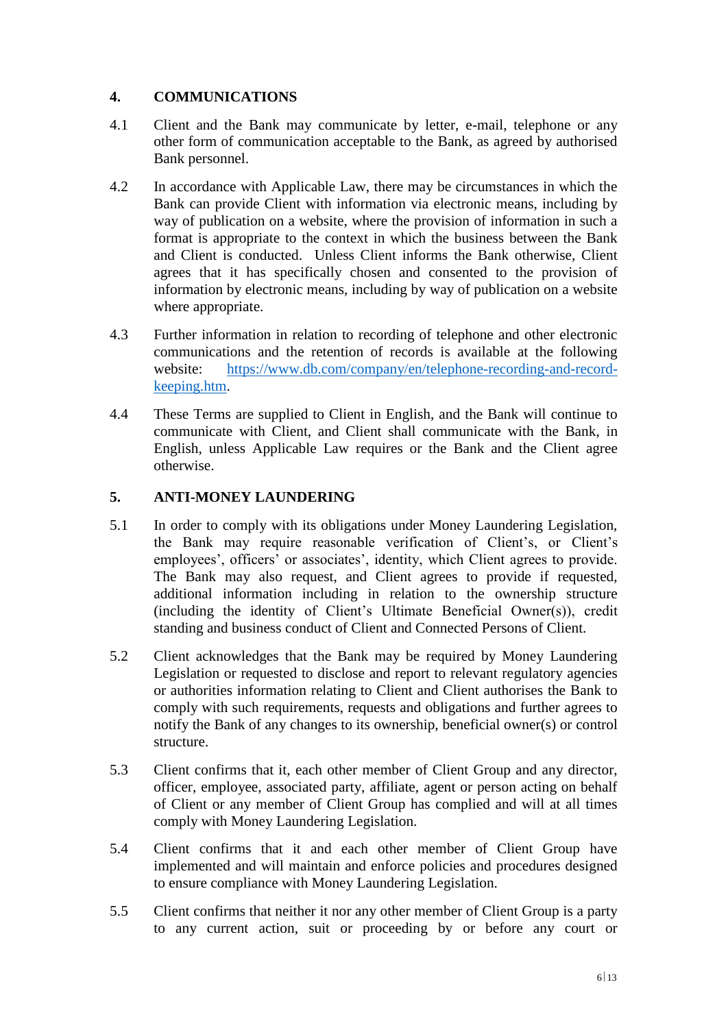## 4. COMMUNICATIONS

4.1 Client and the Bank may communicate by letter, e-mail, telephone or any other form of communication acceptable to the Bank, as agreed by authorised Bank personnel.

4.2 In accordance with Applicable Law, there may be circumstances in which the Bank can provide Client with information via electronic means, including by way of publication on a website, where the provision of information in such a format is appropriate to the context in which the business between the Bank and Client is conducted. Unless Client informs the Bank otherwise, Client agrees that it has specifically chosen and consented to the provision of information by electronic means, including by way of publication on a website where appropriate.

4.3 Further information in relation to recording of telephone and other electronic communications and the retention of records is available at the following website: [https://www.db.com/company/en/telephone-recording-and-record-keeping.htm](https://www.db.com/company/en/telephone-recording-and-record-keeping.htm).

4.4 These Terms are supplied to Client in English, and the Bank will continue to communicate with Client, and Client shall communicate with the Bank, in English, unless Applicable Law requires or the Bank and the Client agree otherwise.

## 5. ANTI-MONEY LAUNDERING

5.1 In order to comply with its obligations under Money Laundering Legislation, the Bank may require reasonable verification of Client's, or Client's employees', officers' or associates', identity, which Client agrees to provide. The Bank may also request, and Client agrees to provide if requested, additional information including in relation to the ownership structure (including the identity of Client's Ultimate Beneficial Owner(s)), credit standing and business conduct of Client and Connected Persons of Client.

5.2 Client acknowledges that the Bank may be required by Money Laundering Legislation or requested to disclose and report to relevant regulatory agencies or authorities information relating to Client and Client authorises the Bank to comply with such requirements, requests and obligations and further agrees to notify the Bank of any changes to its ownership, beneficial owner(s) or control structure.

5.3 Client confirms that it, each other member of Client Group and any director, officer, employee, associated party, affiliate, agent or person acting on behalf of Client or any member of Client Group has complied and will at all times comply with Money Laundering Legislation.

5.4 Client confirms that it and each other member of Client Group have implemented and will maintain and enforce policies and procedures designed to ensure compliance with Money Laundering Legislation.

5.5 Client confirms that neither it nor any other member of Client Group is a party to any current action, suit or proceeding by or before any court or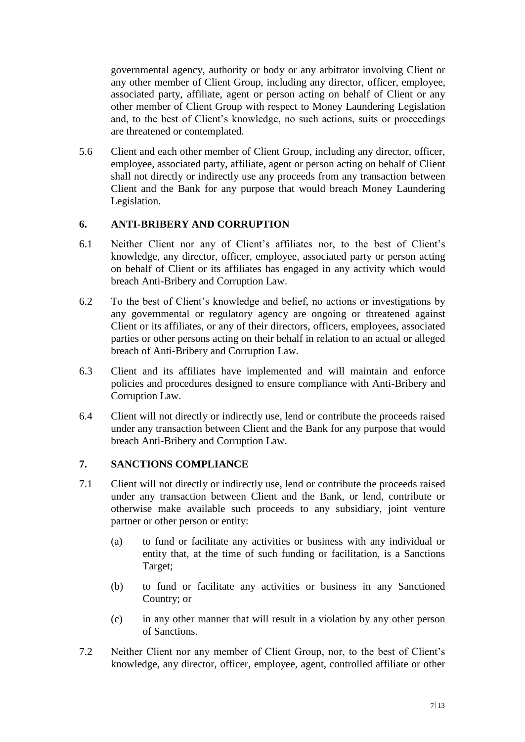governmental agency, authority or body or any arbitrator involving Client or any other member of Client Group, including any director, officer, employee, associated party, affiliate, agent or person acting on behalf of Client or any other member of Client Group with respect to Money Laundering Legislation and, to the best of Client's knowledge, no such actions, suits or proceedings are threatened or contemplated.

5.6 Client and each other member of Client Group, including any director, officer, employee, associated party, affiliate, agent or person acting on behalf of Client shall not directly or indirectly use any proceeds from any transaction between Client and the Bank for any purpose that would breach Money Laundering Legislation.

## 6. ANTI-BRIBERY AND CORRUPTION

6.1 Neither Client nor any of Client's affiliates nor, to the best of Client's knowledge, any director, officer, employee, associated party or person acting on behalf of Client or its affiliates has engaged in any activity which would breach Anti-Bribery and Corruption Law.

6.2 To the best of Client's knowledge and belief, no actions or investigations by any governmental or regulatory agency are ongoing or threatened against Client or its affiliates, or any of their directors, officers, employees, associated parties or other persons acting on their behalf in relation to an actual or alleged breach of Anti-Bribery and Corruption Law.

6.3 Client and its affiliates have implemented and will maintain and enforce policies and procedures designed to ensure compliance with Anti-Bribery and Corruption Law.

6.4 Client will not directly or indirectly use, lend or contribute the proceeds raised under any transaction between Client and the Bank for any purpose that would breach Anti-Bribery and Corruption Law.

## 7. SANCTIONS COMPLIANCE

7.1 Client will not directly or indirectly use, lend or contribute the proceeds raised under any transaction between Client and the Bank, or lend, contribute or otherwise make available such proceeds to any subsidiary, joint venture partner or other person or entity:

(a) to fund or facilitate any activities or business with any individual or entity that, at the time of such funding or facilitation, is a Sanctions Target;

(b) to fund or facilitate any activities or business in any Sanctioned Country; or

(c) in any other manner that will result in a violation by any other person of Sanctions.

7.2 Neither Client nor any member of Client Group, nor, to the best of Client's knowledge, any director, officer, employee, agent, controlled affiliate or other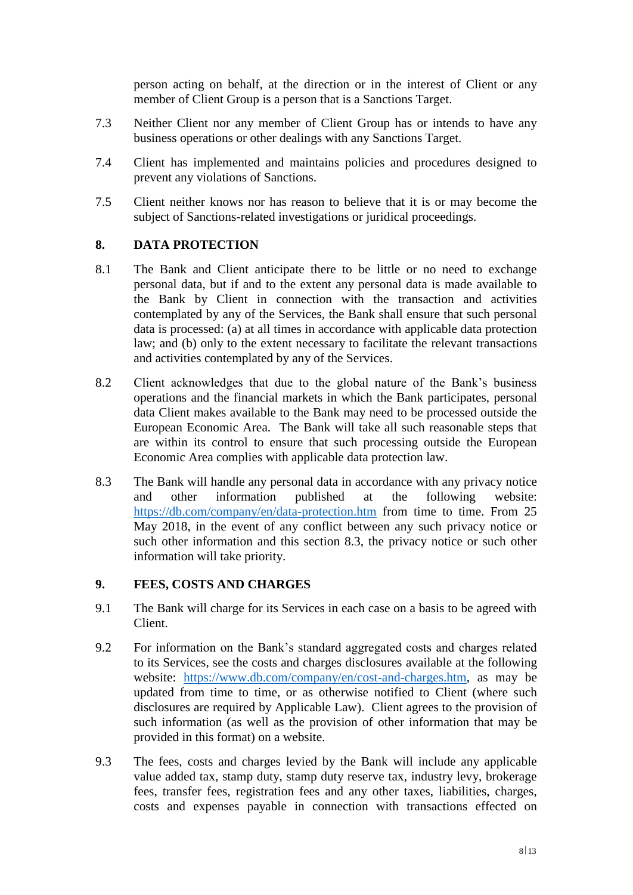person acting on behalf, at the direction or in the interest of Client or any member of Client Group is a person that is a Sanctions Target.

7.3 Neither Client nor any member of Client Group has or intends to have any business operations or other dealings with any Sanctions Target.

7.4 Client has implemented and maintains policies and procedures designed to prevent any violations of Sanctions.

7.5 Client neither knows nor has reason to believe that it is or may become the subject of Sanctions-related investigations or juridical proceedings.

## 8. DATA PROTECTION

8.1 The Bank and Client anticipate there to be little or no need to exchange personal data, but if and to the extent any personal data is made available to the Bank by Client in connection with the transaction and activities contemplated by any of the Services, the Bank shall ensure that such personal data is processed: (a) at all times in accordance with applicable data protection law; and (b) only to the extent necessary to facilitate the relevant transactions and activities contemplated by any of the Services.

8.2 Client acknowledges that due to the global nature of the Bank's business operations and the financial markets in which the Bank participates, personal data Client makes available to the Bank may need to be processed outside the European Economic Area. The Bank will take all such reasonable steps that are within its control to ensure that such processing outside the European Economic Area complies with applicable data protection law.

8.3 The Bank will handle any personal data in accordance with any privacy notice and other information published at the following website: https://db.com/company/en/data-protection.htm from time to time. From 25 May 2018, in the event of any conflict between any such privacy notice or such other information and this section 8.3, the privacy notice or such other information will take priority.

## 9. FEES, COSTS AND CHARGES

9.1 The Bank will charge for its Services in each case on a basis to be agreed with Client.

9.2 For information on the Bank's standard aggregated costs and charges related to its Services, see the costs and charges disclosures available at the following website: https://www.db.com/company/en/cost-and-charges.htm, as may be updated from time to time, or as otherwise notified to Client (where such disclosures are required by Applicable Law). Client agrees to the provision of such information (as well as the provision of other information that may be provided in this format) on a website.

9.3 The fees, costs and charges levied by the Bank will include any applicable value added tax, stamp duty, stamp duty reserve tax, industry levy, brokerage fees, transfer fees, registration fees and any other taxes, liabilities, charges, costs and expenses payable in connection with transactions effected on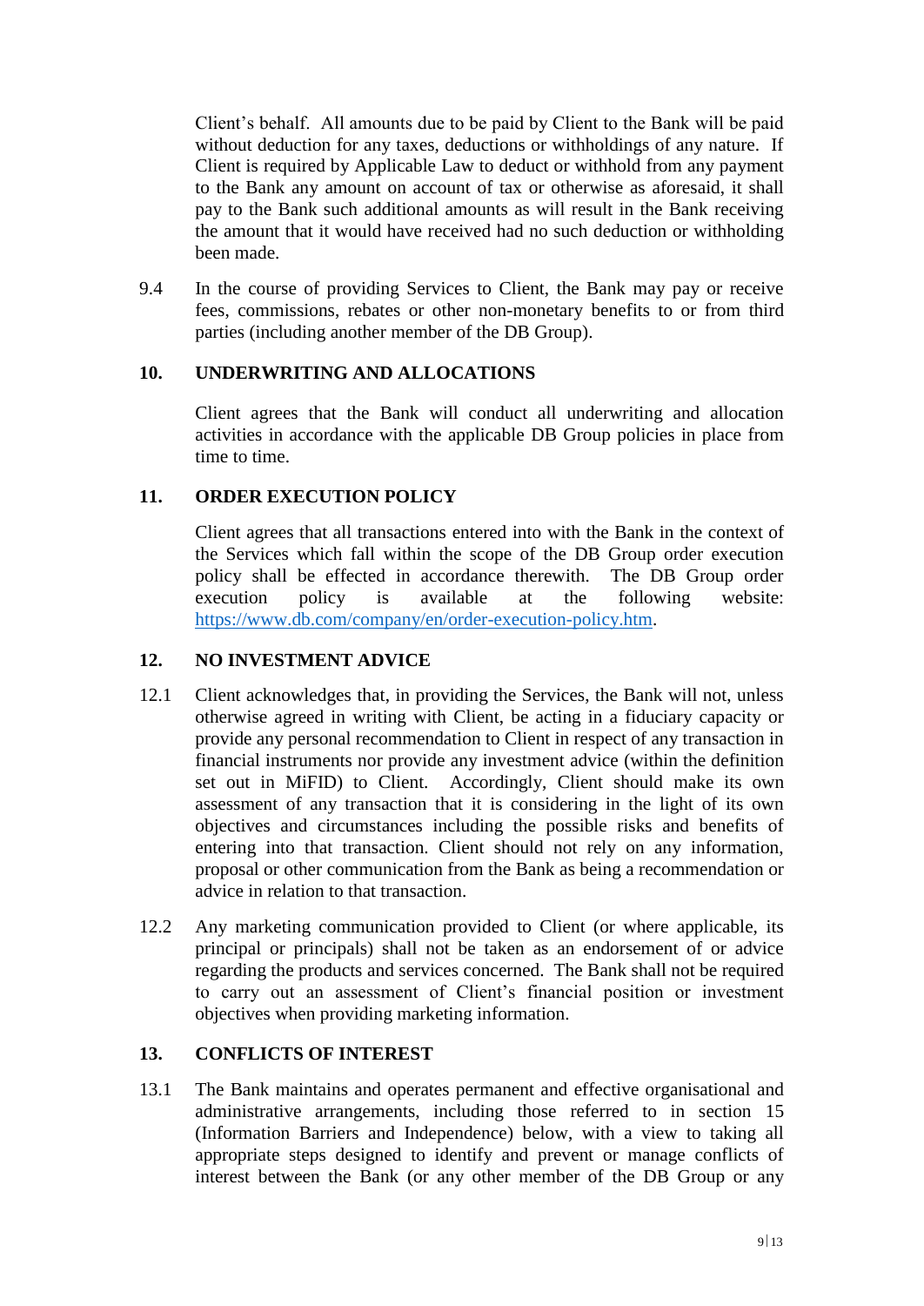Client's behalf. All amounts due to be paid by Client to the Bank will be paid without deduction for any taxes, deductions or withholdings of any nature. If Client is required by Applicable Law to deduct or withhold from any payment to the Bank any amount on account of tax or otherwise as aforesaid, it shall pay to the Bank such additional amounts as will result in the Bank receiving the amount that it would have received had no such deduction or withholding been made.

9.4 In the course of providing Services to Client, the Bank may pay or receive fees, commissions, rebates or other non-monetary benefits to or from third parties (including another member of the DB Group).

## 10. UNDERWRITING AND ALLOCATIONS

Client agrees that the Bank will conduct all underwriting and allocation activities in accordance with the applicable DB Group policies in place from time to time.

## 11. ORDER EXECUTION POLICY

Client agrees that all transactions entered into with the Bank in the context of the Services which fall within the scope of the DB Group order execution policy shall be effected in accordance therewith. The DB Group order execution policy is available at the following website: [https://www.db.com/company/en/order-execution-policy.htm](https://www.db.com/company/en/order-execution-policy.htm).

## 12. NO INVESTMENT ADVICE

12.1 Client acknowledges that, in providing the Services, the Bank will not, unless otherwise agreed in writing with Client, be acting in a fiduciary capacity or provide any personal recommendation to Client in respect of any transaction in financial instruments nor provide any investment advice (within the definition set out in MiFID) to Client. Accordingly, Client should make its own assessment of any transaction that it is considering in the light of its own objectives and circumstances including the possible risks and benefits of entering into that transaction. Client should not rely on any information, proposal or other communication from the Bank as being a recommendation or advice in relation to that transaction.

12.2 Any marketing communication provided to Client (or where applicable, its principal or principals) shall not be taken as an endorsement of or advice regarding the products and services concerned. The Bank shall not be required to carry out an assessment of Client's financial position or investment objectives when providing marketing information.

## 13. CONFLICTS OF INTEREST

13.1 The Bank maintains and operates permanent and effective organisational and administrative arrangements, including those referred to in section 15 (Information Barriers and Independence) below, with a view to taking all appropriate steps designed to identify and prevent or manage conflicts of interest between the Bank (or any other member of the DB Group or any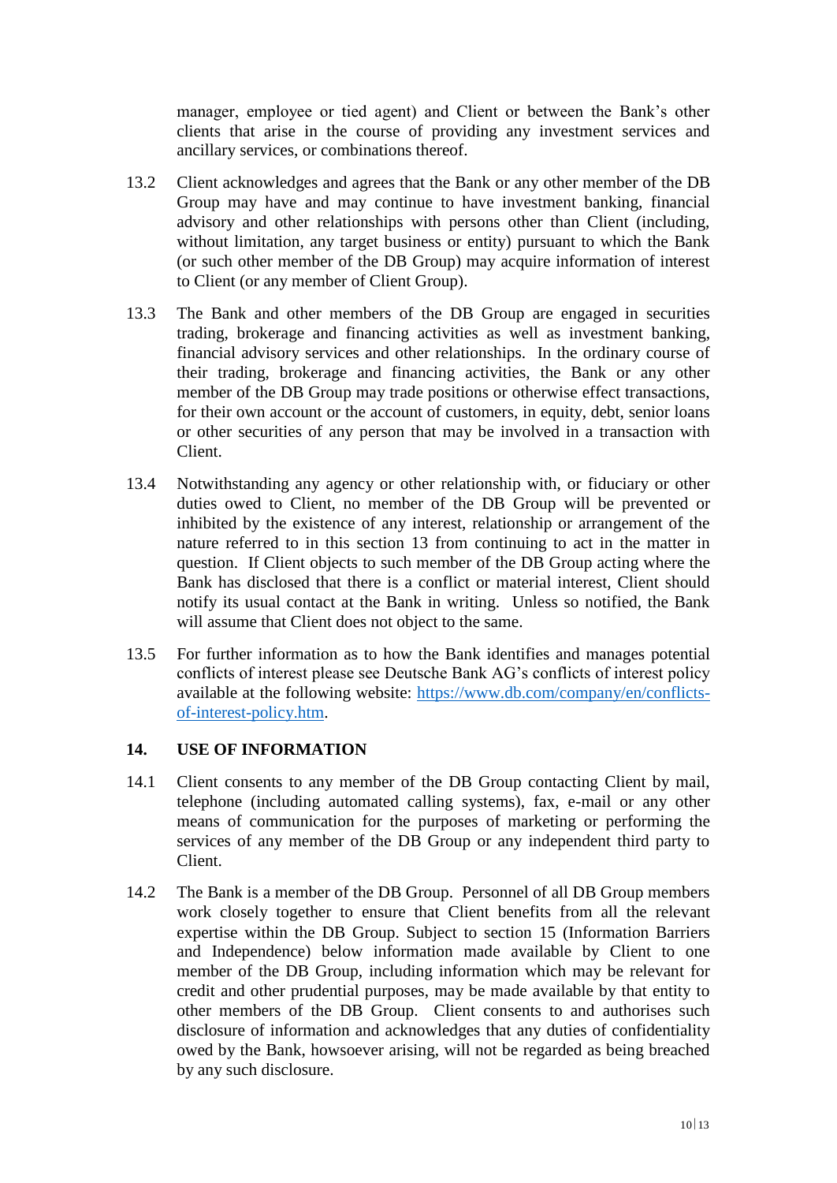manager, employee or tied agent) and Client or between the Bank's other clients that arise in the course of providing any investment services and ancillary services, or combinations thereof.

13.2 Client acknowledges and agrees that the Bank or any other member of the DB Group may have and may continue to have investment banking, financial advisory and other relationships with persons other than Client (including, without limitation, any target business or entity) pursuant to which the Bank (or such other member of the DB Group) may acquire information of interest to Client (or any member of Client Group).

13.3 The Bank and other members of the DB Group are engaged in securities trading, brokerage and financing activities as well as investment banking, financial advisory services and other relationships. In the ordinary course of their trading, brokerage and financing activities, the Bank or any other member of the DB Group may trade positions or otherwise effect transactions, for their own account or the account of customers, in equity, debt, senior loans or other securities of any person that may be involved in a transaction with Client.

13.4 Notwithstanding any agency or other relationship with, or fiduciary or other duties owed to Client, no member of the DB Group will be prevented or inhibited by the existence of any interest, relationship or arrangement of the nature referred to in this section 13 from continuing to act in the matter in question. If Client objects to such member of the DB Group acting where the Bank has disclosed that there is a conflict or material interest, Client should notify its usual contact at the Bank in writing. Unless so notified, the Bank will assume that Client does not object to the same.

13.5 For further information as to how the Bank identifies and manages potential conflicts of interest please see Deutsche Bank AG's conflicts of interest policy available at the following website: [https://www.db.com/company/en/conflicts-of-interest-policy.htm](https://www.db.com/company/en/conflicts-of-interest-policy.htm).

## 14. USE OF INFORMATION

14.1 Client consents to any member of the DB Group contacting Client by mail, telephone (including automated calling systems), fax, e-mail or any other means of communication for the purposes of marketing or performing the services of any member of the DB Group or any independent third party to Client.

14.2 The Bank is a member of the DB Group. Personnel of all DB Group members work closely together to ensure that Client benefits from all the relevant expertise within the DB Group. Subject to section 15 (Information Barriers and Independence) below information made available by Client to one member of the DB Group, including information which may be relevant for credit and other prudential purposes, may be made available by that entity to other members of the DB Group. Client consents to and authorises such disclosure of information and acknowledges that any duties of confidentiality owed by the Bank, howsoever arising, will not be regarded as being breached by any such disclosure.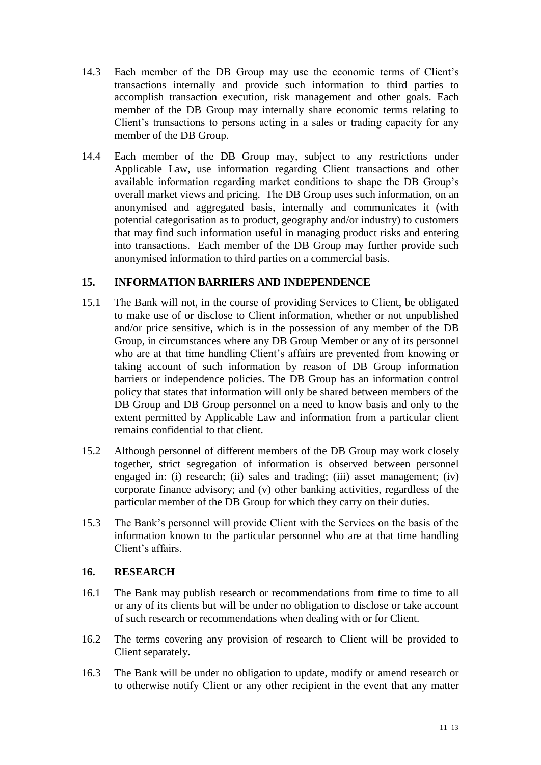14.3 Each member of the DB Group may use the economic terms of Client's transactions internally and provide such information to third parties to accomplish transaction execution, risk management and other goals. Each member of the DB Group may internally share economic terms relating to Client's transactions to persons acting in a sales or trading capacity for any member of the DB Group.

14.4 Each member of the DB Group may, subject to any restrictions under Applicable Law, use information regarding Client transactions and other available information regarding market conditions to shape the DB Group's overall market views and pricing. The DB Group uses such information, on an anonymised and aggregated basis, internally and communicates it (with potential categorisation as to product, geography and/or industry) to customers that may find such information useful in managing product risks and entering into transactions. Each member of the DB Group may further provide such anonymised information to third parties on a commercial basis.

## 15. INFORMATION BARRIERS AND INDEPENDENCE

15.1 The Bank will not, in the course of providing Services to Client, be obligated to make use of or disclose to Client information, whether or not unpublished and/or price sensitive, which is in the possession of any member of the DB Group, in circumstances where any DB Group Member or any of its personnel who are at that time handling Client's affairs are prevented from knowing or taking account of such information by reason of DB Group information barriers or independence policies. The DB Group has an information control policy that states that information will only be shared between members of the DB Group and DB Group personnel on a need to know basis and only to the extent permitted by Applicable Law and information from a particular client remains confidential to that client.

15.2 Although personnel of different members of the DB Group may work closely together, strict segregation of information is observed between personnel engaged in: (i) research; (ii) sales and trading; (iii) asset management; (iv) corporate finance advisory; and (v) other banking activities, regardless of the particular member of the DB Group for which they carry on their duties.

15.3 The Bank's personnel will provide Client with the Services on the basis of the information known to the particular personnel who are at that time handling Client's affairs.

## 16. RESEARCH

16.1 The Bank may publish research or recommendations from time to time to all or any of its clients but will be under no obligation to disclose or take account of such research or recommendations when dealing with or for Client.

16.2 The terms covering any provision of research to Client will be provided to Client separately.

16.3 The Bank will be under no obligation to update, modify or amend research or to otherwise notify Client or any other recipient in the event that any matter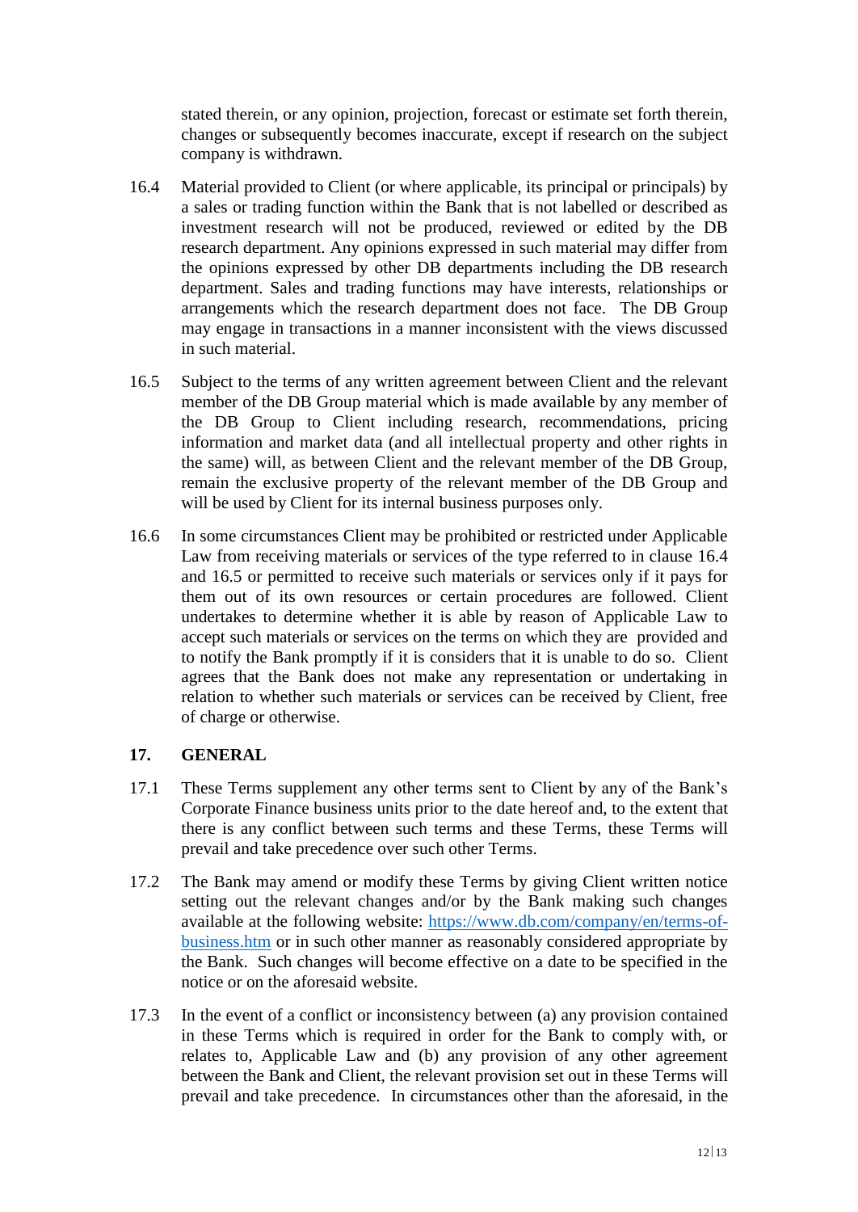stated therein, or any opinion, projection, forecast or estimate set forth therein, changes or subsequently becomes inaccurate, except if research on the subject company is withdrawn.

16.4 Material provided to Client (or where applicable, its principal or principals) by a sales or trading function within the Bank that is not labelled or described as investment research will not be produced, reviewed or edited by the DB research department. Any opinions expressed in such material may differ from the opinions expressed by other DB departments including the DB research department. Sales and trading functions may have interests, relationships or arrangements which the research department does not face. The DB Group may engage in transactions in a manner inconsistent with the views discussed in such material.

16.5 Subject to the terms of any written agreement between Client and the relevant member of the DB Group material which is made available by any member of the DB Group to Client including research, recommendations, pricing information and market data (and all intellectual property and other rights in the same) will, as between Client and the relevant member of the DB Group, remain the exclusive property of the relevant member of the DB Group and will be used by Client for its internal business purposes only.

16.6 In some circumstances Client may be prohibited or restricted under Applicable Law from receiving materials or services of the type referred to in clause 16.4 and 16.5 or permitted to receive such materials or services only if it pays for them out of its own resources or certain procedures are followed. Client undertakes to determine whether it is able by reason of Applicable Law to accept such materials or services on the terms on which they are provided and to notify the Bank promptly if it is considers that it is unable to do so. Client agrees that the Bank does not make any representation or undertaking in relation to whether such materials or services can be received by Client, free of charge or otherwise.

## 17. GENERAL

17.1 These Terms supplement any other terms sent to Client by any of the Bank's Corporate Finance business units prior to the date hereof and, to the extent that there is any conflict between such terms and these Terms, these Terms will prevail and take precedence over such other Terms.

17.2 The Bank may amend or modify these Terms by giving Client written notice setting out the relevant changes and/or by the Bank making such changes available at the following website: [https://www.db.com/company/en/terms-of-business.htm](https://www.db.com/company/en/terms-of-business.htm) or in such other manner as reasonably considered appropriate by the Bank. Such changes will become effective on a date to be specified in the notice or on the aforesaid website.

17.3 In the event of a conflict or inconsistency between (a) any provision contained in these Terms which is required in order for the Bank to comply with, or relates to, Applicable Law and (b) any provision of any other agreement between the Bank and Client, the relevant provision set out in these Terms will prevail and take precedence. In circumstances other than the aforesaid, in the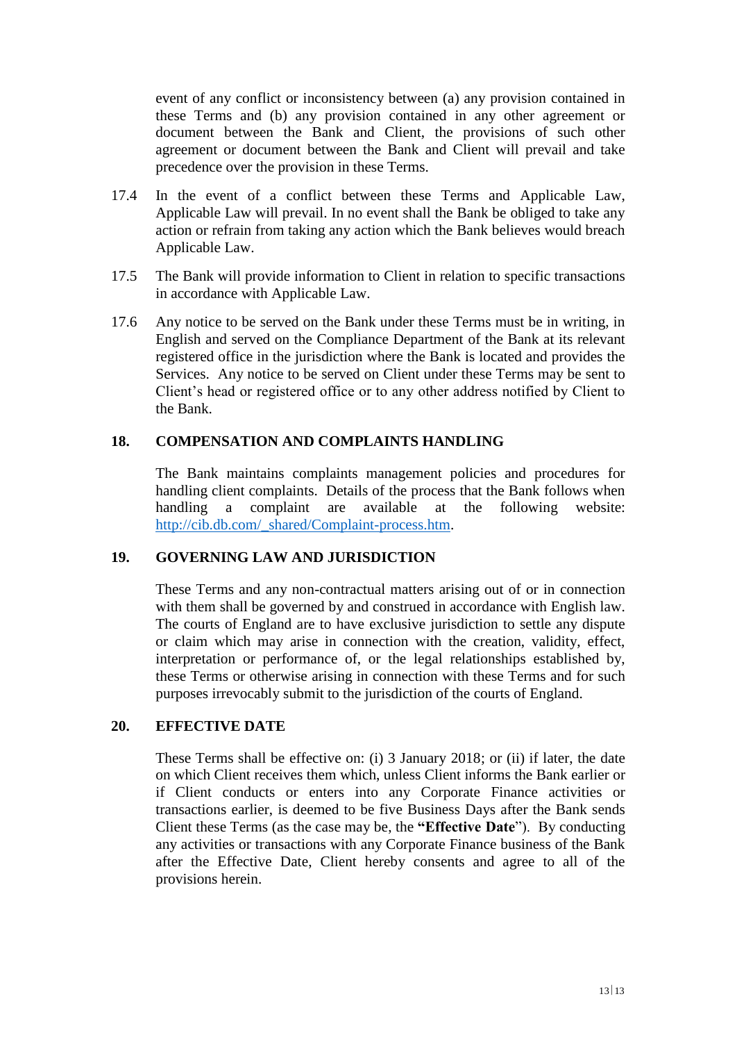event of any conflict or inconsistency between (a) any provision contained in these Terms and (b) any provision contained in any other agreement or document between the Bank and Client, the provisions of such other agreement or document between the Bank and Client will prevail and take precedence over the provision in these Terms.

17.4 In the event of a conflict between these Terms and Applicable Law, Applicable Law will prevail. In no event shall the Bank be obliged to take any action or refrain from taking any action which the Bank believes would breach Applicable Law.

17.5 The Bank will provide information to Client in relation to specific transactions in accordance with Applicable Law.

17.6 Any notice to be served on the Bank under these Terms must be in writing, in English and served on the Compliance Department of the Bank at its relevant registered office in the jurisdiction where the Bank is located and provides the Services. Any notice to be served on Client under these Terms may be sent to Client's head or registered office or to any other address notified by Client to the Bank.

## 18. COMPENSATION AND COMPLAINTS HANDLING

The Bank maintains complaints management policies and procedures for handling client complaints. Details of the process that the Bank follows when handling a complaint are available at the following website: [http://cib.db.com/_shared/Complaint-process.htm](http://cib.db.com/_shared/Complaint-process.htm).

## 19. GOVERNING LAW AND JURISDICTION

These Terms and any non-contractual matters arising out of or in connection with them shall be governed by and construed in accordance with English law. The courts of England are to have exclusive jurisdiction to settle any dispute or claim which may arise in connection with the creation, validity, effect, interpretation or performance of, or the legal relationships established by, these Terms or otherwise arising in connection with these Terms and for such purposes irrevocably submit to the jurisdiction of the courts of England.

## 20. EFFECTIVE DATE

These Terms shall be effective on: (i) 3 January 2018; or (ii) if later, the date on which Client receives them which, unless Client informs the Bank earlier or if Client conducts or enters into any Corporate Finance activities or transactions earlier, is deemed to be five Business Days after the Bank sends Client these Terms (as the case may be, the **"Effective Date"**). By conducting any activities or transactions with any Corporate Finance business of the Bank after the Effective Date, Client hereby consents and agree to all of the provisions herein.